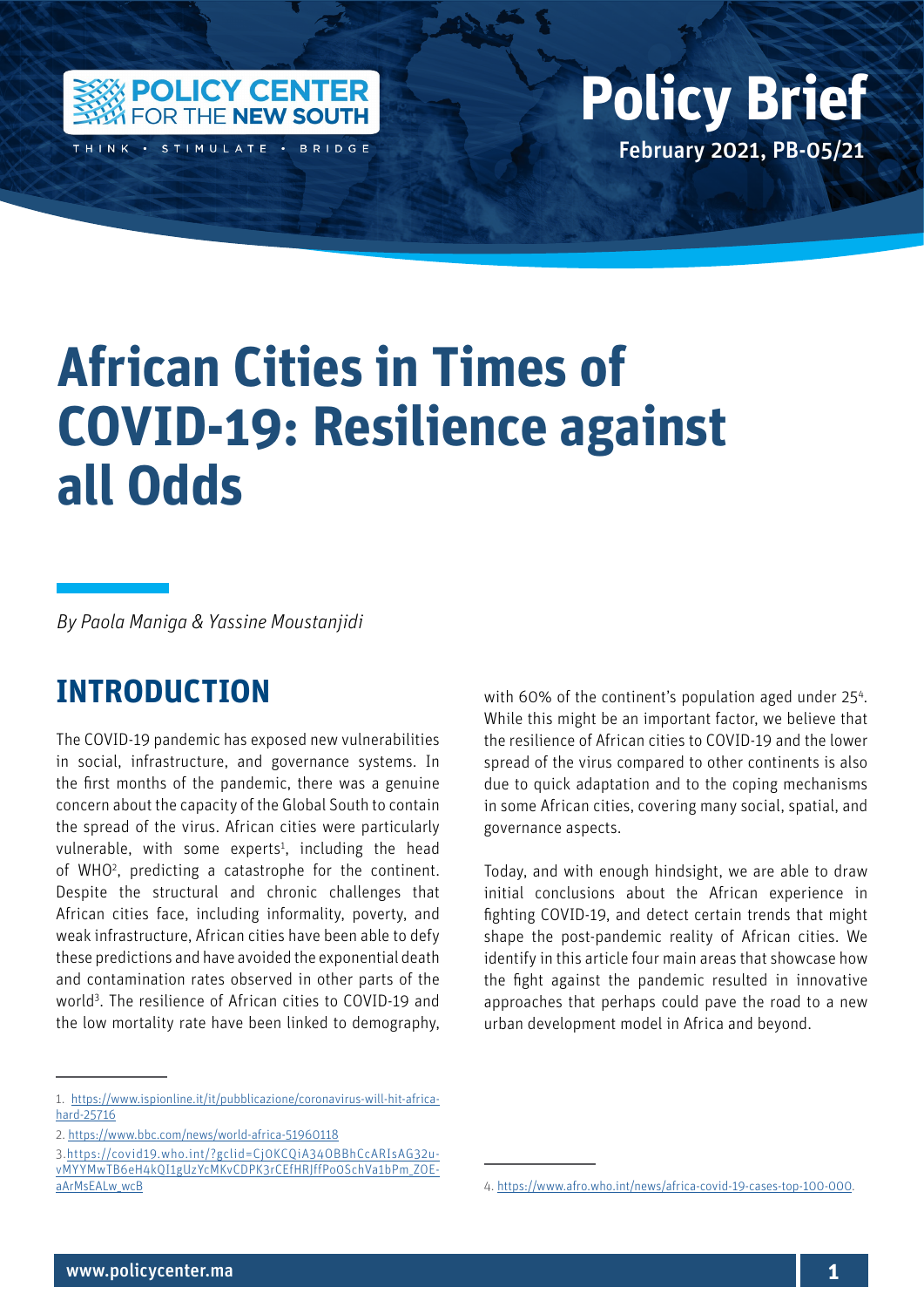Policy Center for the New South

Think • Stimulate • Bridge

# Policy Brief

February 2021, PB-05/21

# African Cities in Times of COVID-19: Resilience against all Odds

*By Paola Maniga & Yassine Moustanjidi*

## INTRODUCTION

The COVID-19 pandemic has exposed new vulnerabilities in social, infrastructure, and governance systems. In the first months of the pandemic, there was a genuine concern about the capacity of the Global South to contain the spread of the virus. African cities were particularly vulnerable, with some experts[1], including the head of WHO[2], predicting a catastrophe for the continent. Despite the structural and chronic challenges that African cities face, including informality, poverty, and weak infrastructure, African cities have been able to defy these predictions and have avoided the exponential death and contamination rates observed in other parts of the world[3]. The resilience of African cities to COVID-19 and the low mortality rate have been linked to demography, with 60% of the continent's population aged under 25[4]. While this might be an important factor, we believe that the resilience of African cities to COVID-19 and the lower spread of the virus compared to other continents is also due to quick adaptation and to the coping mechanisms in some African cities, covering many social, spatial, and governance aspects.

Today, and with enough hindsight, we are able to draw initial conclusions about the African experience in fighting COVID-19, and detect certain trends that might shape the post-pandemic reality of African cities. We identify in this article four main areas that showcase how the fight against the pandemic resulted in innovative approaches that perhaps could pave the road to a new urban development model in Africa and beyond.

1. https://www.ispionline.it/it/pubblicazione/coronavirus-will-hit-africa-hard-25716

2. https://www.bbc.com/news/world-africa-51960118

3. https://covid19.who.int/?gclid=Cj0KCQiA34OBBhCcARIsAG32uvMYYMwTB6eH4kQI1gUzYcMKvCDPK3rCEfHRJffPoOSchVa1bPm_ZOEaArMsEALw_wcB

4. https://www.afro.who.int/news/africa-covid-19-cases-top-100-000.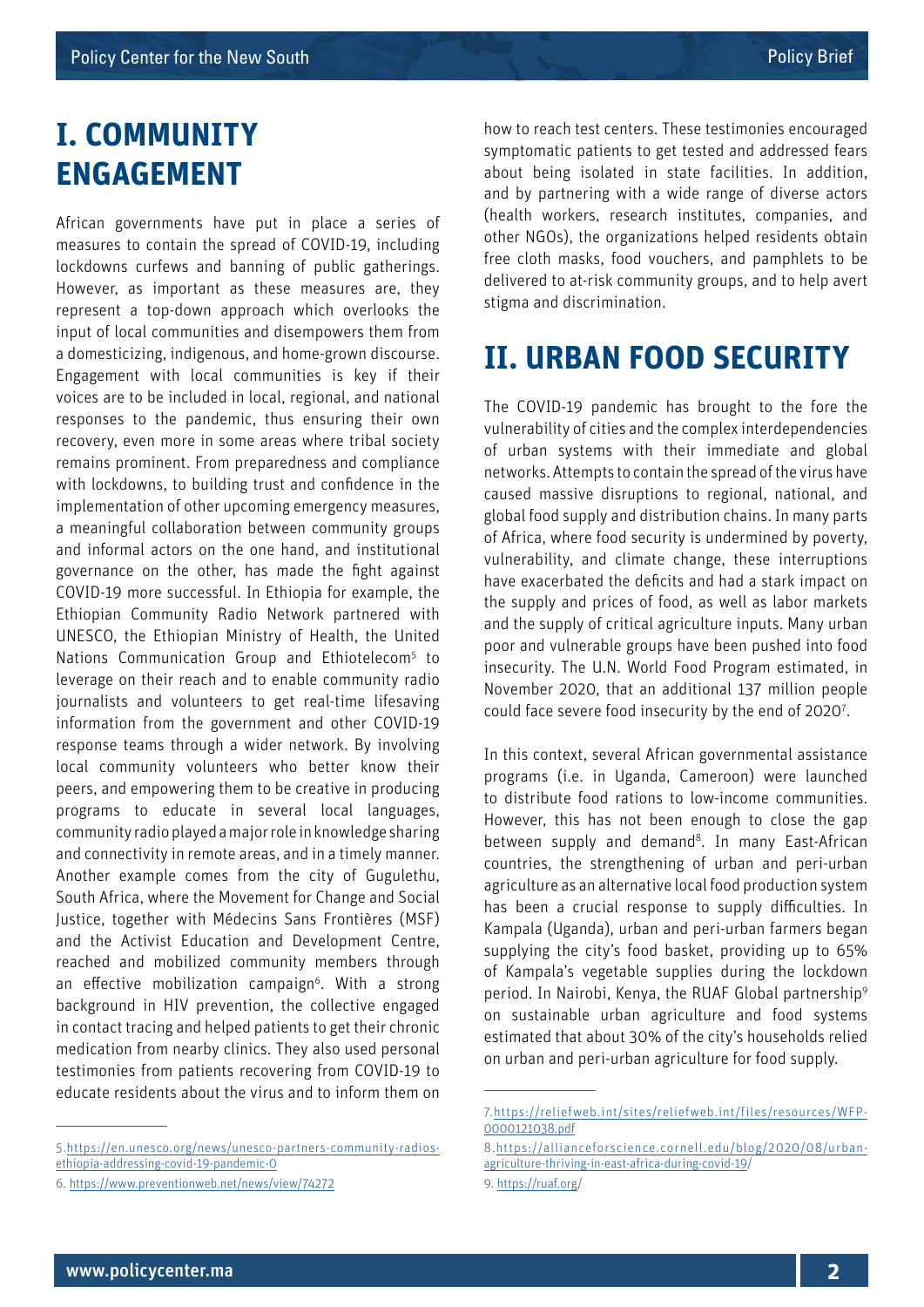## I. COMMUNITY ENGAGEMENT

African governments have put in place a series of measures to contain the spread of COVID-19, including lockdowns curfews and banning of public gatherings. However, as important as these measures are, they represent a top-down approach which overlooks the input of local communities and disempowers them from a domesticizing, indigenous, and home-grown discourse. Engagement with local communities is key if their voices are to be included in local, regional, and national responses to the pandemic, thus ensuring their own recovery, even more in some areas where tribal society remains prominent. From preparedness and compliance with lockdowns, to building trust and confidence in the implementation of other upcoming emergency measures, a meaningful collaboration between community groups and informal actors on the one hand, and institutional governance on the other, has made the fight against COVID-19 more successful. In Ethiopia for example, the Ethiopian Community Radio Network partnered with UNESCO, the Ethiopian Ministry of Health, the United Nations Communication Group and Ethiotelecom[5] to leverage on their reach and to enable community radio journalists and volunteers to get real-time lifesaving information from the government and other COVID-19 response teams through a wider network. By involving local community volunteers who better know their peers, and empowering them to be creative in producing programs to educate in several local languages, community radio played a major role in knowledge sharing and connectivity in remote areas, and in a timely manner. Another example comes from the city of Gugulethu, South Africa, where the Movement for Change and Social Justice, together with Médecins Sans Frontières (MSF) and the Activist Education and Development Centre, reached and mobilized community members through an effective mobilization campaign[6]. With a strong background in HIV prevention, the collective engaged in contact tracing and helped patients to get their chronic medication from nearby clinics. They also used personal testimonies from patients recovering from COVID-19 to educate residents about the virus and to inform them on how to reach test centers. These testimonies encouraged symptomatic patients to get tested and addressed fears about being isolated in state facilities. In addition, and by partnering with a wide range of diverse actors (health workers, research institutes, companies, and other NGOs), the organizations helped residents obtain free cloth masks, food vouchers, and pamphlets to be delivered to at-risk community groups, and to help avert stigma and discrimination.

## II. URBAN FOOD SECURITY

The COVID-19 pandemic has brought to the fore the vulnerability of cities and the complex interdependencies of urban systems with their immediate and global networks. Attempts to contain the spread of the virus have caused massive disruptions to regional, national, and global food supply and distribution chains. In many parts of Africa, where food security is undermined by poverty, vulnerability, and climate change, these interruptions have exacerbated the deficits and had a stark impact on the supply and prices of food, as well as labor markets and the supply of critical agriculture inputs. Many urban poor and vulnerable groups have been pushed into food insecurity. The U.N. World Food Program estimated, in November 2020, that an additional 137 million people could face severe food insecurity by the end of 2020[7].

In this context, several African governmental assistance programs (i.e. in Uganda, Cameroon) were launched to distribute food rations to low-income communities. However, this has not been enough to close the gap between supply and demand[8]. In many East-African countries, the strengthening of urban and peri-urban agriculture as an alternative local food production system has been a crucial response to supply difficulties. In Kampala (Uganda), urban and peri-urban farmers began supplying the city's food basket, providing up to 65% of Kampala's vegetable supplies during the lockdown period. In Nairobi, Kenya, the RUAF Global partnership[9] on sustainable urban agriculture and food systems estimated that about 30% of the city's households relied on urban and peri-urban agriculture for food supply.

---

5. https://en.unesco.org/news/unesco-partners-community-radios-ethiopia-addressing-covid-19-pandemic-0

6. https://www.preventionweb.net/news/view/74272

7. https://reliefweb.int/sites/reliefweb.int/files/resources/WFP-0000121038.pdf

8. https://allianceforscience.cornell.edu/blog/2020/08/urban-agriculture-thriving-in-east-africa-during-covid-19/

9. https://ruaf.org/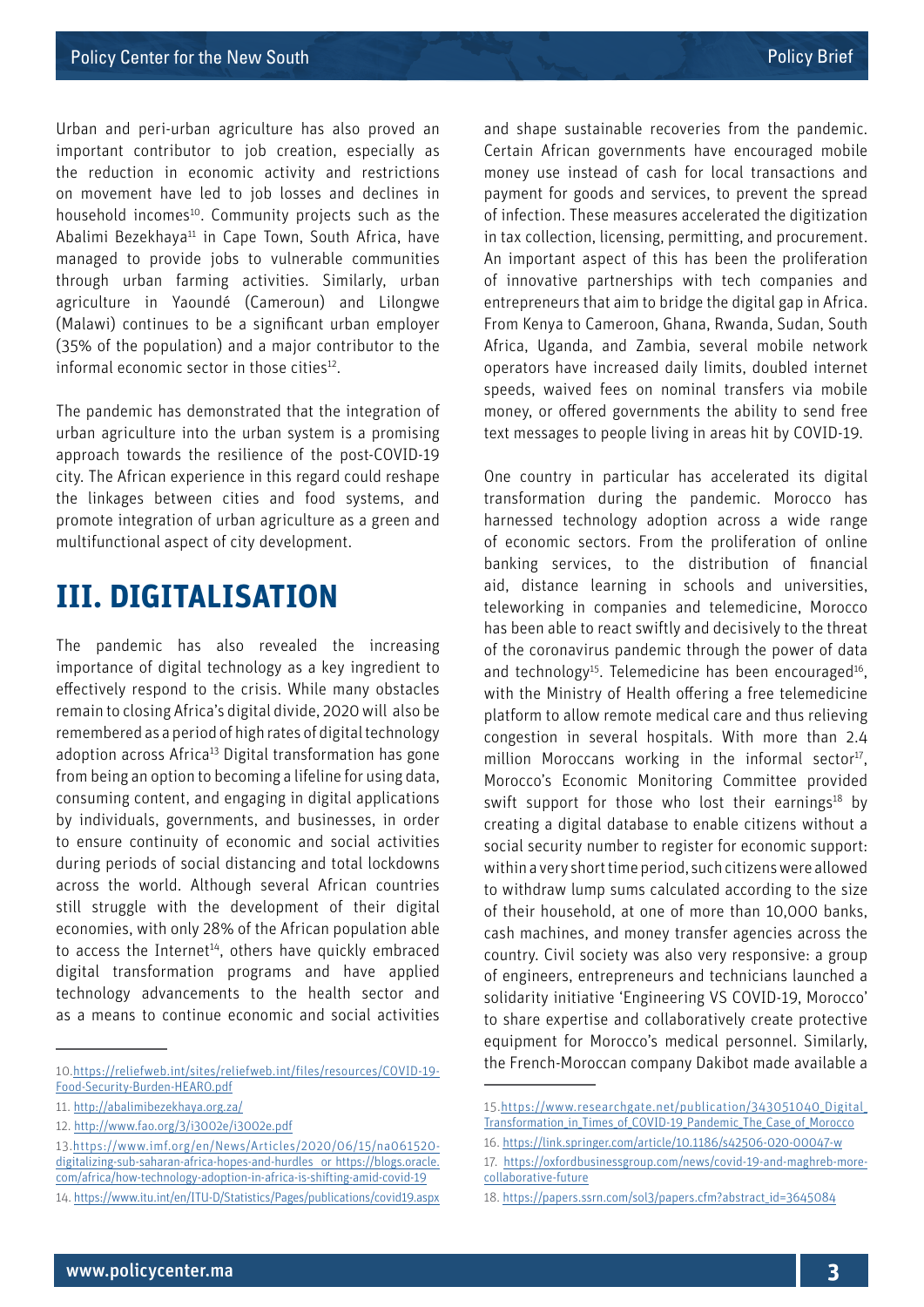Urban and peri-urban agriculture has also proved an important contributor to job creation, especially as the reduction in economic activity and restrictions on movement have led to job losses and declines in household incomes[10]. Community projects such as the Abalimi Bezekhaya[11] in Cape Town, South Africa, have managed to provide jobs to vulnerable communities through urban farming activities. Similarly, urban agriculture in Yaoundé (Cameroun) and Lilongwe (Malawi) continues to be a significant urban employer (35% of the population) and a major contributor to the informal economic sector in those cities[12].

The pandemic has demonstrated that the integration of urban agriculture into the urban system is a promising approach towards the resilience of the post-COVID-19 city. The African experience in this regard could reshape the linkages between cities and food systems, and promote integration of urban agriculture as a green and multifunctional aspect of city development.

# III. DIGITALISATION

The pandemic has also revealed the increasing importance of digital technology as a key ingredient to effectively respond to the crisis. While many obstacles remain to closing Africa's digital divide, 2020 will also be remembered as a period of high rates of digital technology adoption across Africa[13] Digital transformation has gone from being an option to becoming a lifeline for using data, consuming content, and engaging in digital applications by individuals, governments, and businesses, in order to ensure continuity of economic and social activities during periods of social distancing and total lockdowns across the world. Although several African countries still struggle with the development of their digital economies, with only 28% of the African population able to access the Internet[14], others have quickly embraced digital transformation programs and have applied technology advancements to the health sector and as a means to continue economic and social activities and shape sustainable recoveries from the pandemic. Certain African governments have encouraged mobile money use instead of cash for local transactions and payment for goods and services, to prevent the spread of infection. These measures accelerated the digitization in tax collection, licensing, permitting, and procurement. An important aspect of this has been the proliferation of innovative partnerships with tech companies and entrepreneurs that aim to bridge the digital gap in Africa. From Kenya to Cameroon, Ghana, Rwanda, Sudan, South Africa, Uganda, and Zambia, several mobile network operators have increased daily limits, doubled internet speeds, waived fees on nominal transfers via mobile money, or offered governments the ability to send free text messages to people living in areas hit by COVID-19.

One country in particular has accelerated its digital transformation during the pandemic. Morocco has harnessed technology adoption across a wide range of economic sectors. From the proliferation of online banking services, to the distribution of financial aid, distance learning in schools and universities, teleworking in companies and telemedicine, Morocco has been able to react swiftly and decisively to the threat of the coronavirus pandemic through the power of data and technology[15]. Telemedicine has been encouraged[16], with the Ministry of Health offering a free telemedicine platform to allow remote medical care and thus relieving congestion in several hospitals. With more than 2.4 million Moroccans working in the informal sector[17], Morocco's Economic Monitoring Committee provided swift support for those who lost their earnings[18] by creating a digital database to enable citizens without a social security number to register for economic support: within a very short time period, such citizens were allowed to withdraw lump sums calculated according to the size of their household, at one of more than 10,000 banks, cash machines, and money transfer agencies across the country. Civil society was also very responsive: a group of engineers, entrepreneurs and technicians launched a solidarity initiative 'Engineering VS COVID-19, Morocco' to share expertise and collaboratively create protective equipment for Morocco's medical personnel. Similarly, the French-Moroccan company Dakibot made available a

---

10. https://reliefweb.int/sites/reliefweb.int/files/resources/COVID-19-Food-Security-Burden-HEARO.pdf
11. http://abalimibezekhaya.org.za/
12. http://www.fao.org/3/i3002e/i3002e.pdf
13. https://www.imf.org/en/News/Articles/2020/06/15/na061520-digitalizing-sub-saharan-africa-hopes-and-hurdles or https://blogs.oracle.com/africa/how-technology-adoption-in-africa-is-shifting-amid-covid-19
14. https://www.itu.int/en/ITU-D/Statistics/Pages/publications/covid19.aspx
15. https://www.researchgate.net/publication/343051040_Digital_Transformation_in_Times_of_COVID-19_Pandemic_The_Case_of_Morocco
16. https://link.springer.com/article/10.1186/s42506-020-00047-w
17. https://oxfordbusinessgroup.com/news/covid-19-and-maghreb-more-collaborative-future
18. https://papers.ssrn.com/sol3/papers.cfm?abstract_id=3645084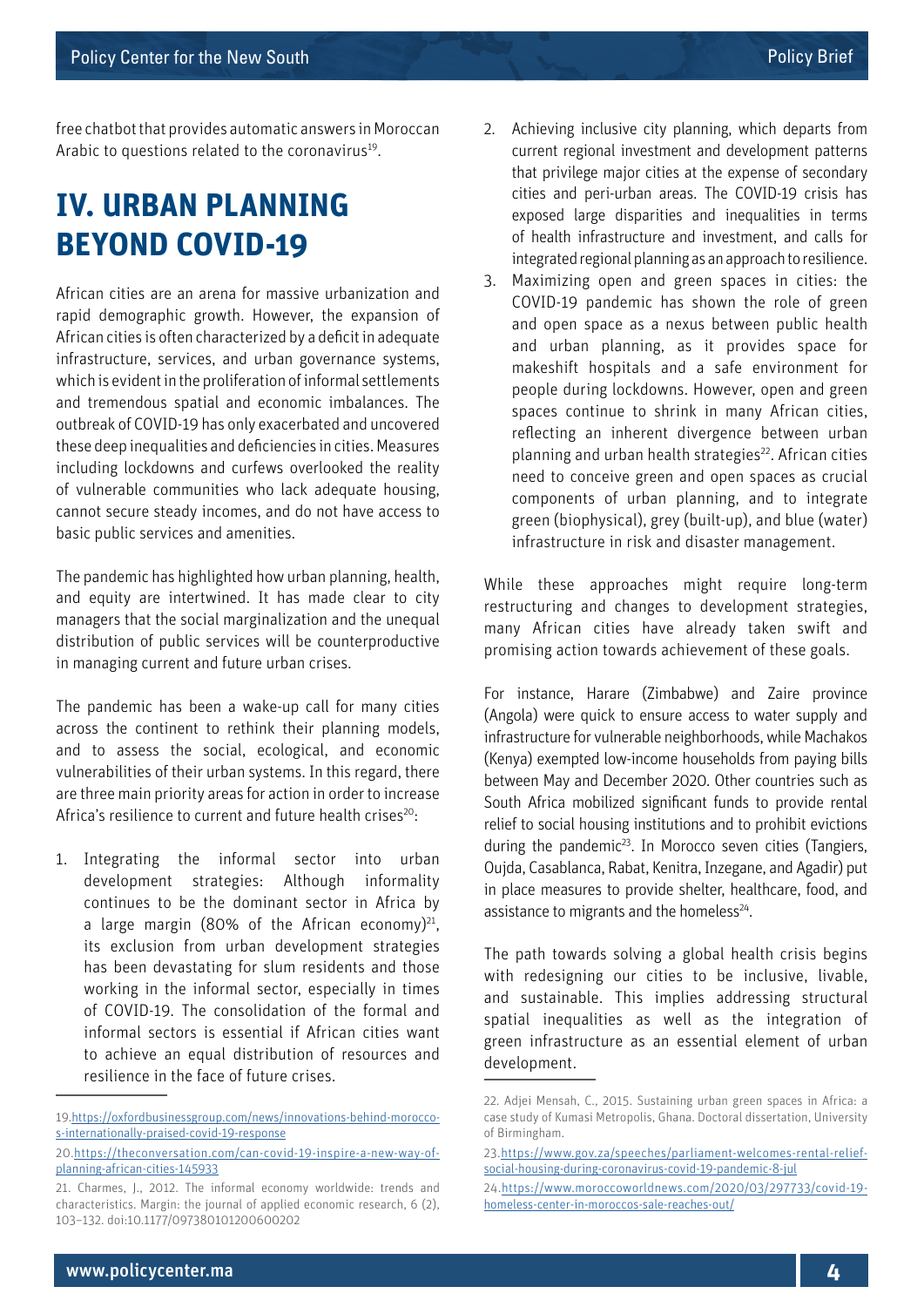free chatbot that provides automatic answers in Moroccan Arabic to questions related to the coronavirus[19].

## IV. URBAN PLANNING BEYOND COVID-19

African cities are an arena for massive urbanization and rapid demographic growth. However, the expansion of African cities is often characterized by a deficit in adequate infrastructure, services, and urban governance systems, which is evident in the proliferation of informal settlements and tremendous spatial and economic imbalances. The outbreak of COVID-19 has only exacerbated and uncovered these deep inequalities and deficiencies in cities. Measures including lockdowns and curfews overlooked the reality of vulnerable communities who lack adequate housing, cannot secure steady incomes, and do not have access to basic public services and amenities.

The pandemic has highlighted how urban planning, health, and equity are intertwined. It has made clear to city managers that the social marginalization and the unequal distribution of public services will be counterproductive in managing current and future urban crises.

The pandemic has been a wake-up call for many cities across the continent to rethink their planning models, and to assess the social, ecological, and economic vulnerabilities of their urban systems. In this regard, there are three main priority areas for action in order to increase Africa's resilience to current and future health crises[20]:

1. Integrating the informal sector into urban development strategies: Although informality continues to be the dominant sector in Africa by a large margin (80% of the African economy)[21], its exclusion from urban development strategies has been devastating for slum residents and those working in the informal sector, especially in times of COVID-19. The consolidation of the formal and informal sectors is essential if African cities want to achieve an equal distribution of resources and resilience in the face of future crises.
2. Achieving inclusive city planning, which departs from current regional investment and development patterns that privilege major cities at the expense of secondary cities and peri-urban areas. The COVID-19 crisis has exposed large disparities and inequalities in terms of health infrastructure and investment, and calls for integrated regional planning as an approach to resilience.
3. Maximizing open and green spaces in cities: the COVID-19 pandemic has shown the role of green and open space as a nexus between public health and urban planning, as it provides space for makeshift hospitals and a safe environment for people during lockdowns. However, open and green spaces continue to shrink in many African cities, reflecting an inherent divergence between urban planning and urban health strategies[22]. African cities need to conceive green and open spaces as crucial components of urban planning, and to integrate green (biophysical), grey (built-up), and blue (water) infrastructure in risk and disaster management.

While these approaches might require long-term restructuring and changes to development strategies, many African cities have already taken swift and promising action towards achievement of these goals.

For instance, Harare (Zimbabwe) and Zaire province (Angola) were quick to ensure access to water supply and infrastructure for vulnerable neighborhoods, while Machakos (Kenya) exempted low-income households from paying bills between May and December 2020. Other countries such as South Africa mobilized significant funds to provide rental relief to social housing institutions and to prohibit evictions during the pandemic[23]. In Morocco seven cities (Tangiers, Oujda, Casablanca, Rabat, Kenitra, Inzegane, and Agadir) put in place measures to provide shelter, healthcare, food, and assistance to migrants and the homeless[24].

The path towards solving a global health crisis begins with redesigning our cities to be inclusive, livable, and sustainable. This implies addressing structural spatial inequalities as well as the integration of green infrastructure as an essential element of urban development.

---

19. https://oxfordbusinessgroup.com/news/innovations-behind-morocco-s-internationally-praised-covid-19-response

20. https://theconversation.com/can-covid-19-inspire-a-new-way-of-planning-african-cities-145933

21. Charmes, J., 2012. The informal economy worldwide: trends and characteristics. Margin: the journal of applied economic research, 6 (2), 103–132. doi:10.1177/097380101200600202

22. Adjei Mensah, C., 2015. Sustaining urban green spaces in Africa: a case study of Kumasi Metropolis, Ghana. Doctoral dissertation, University of Birmingham.

23. https://www.gov.za/speeches/parliament-welcomes-rental-relief-social-housing-during-coronavirus-covid-19-pandemic-8-jul

24. https://www.moroccoworldnews.com/2020/03/297733/covid-19-homeless-center-in-moroccos-sale-reaches-out/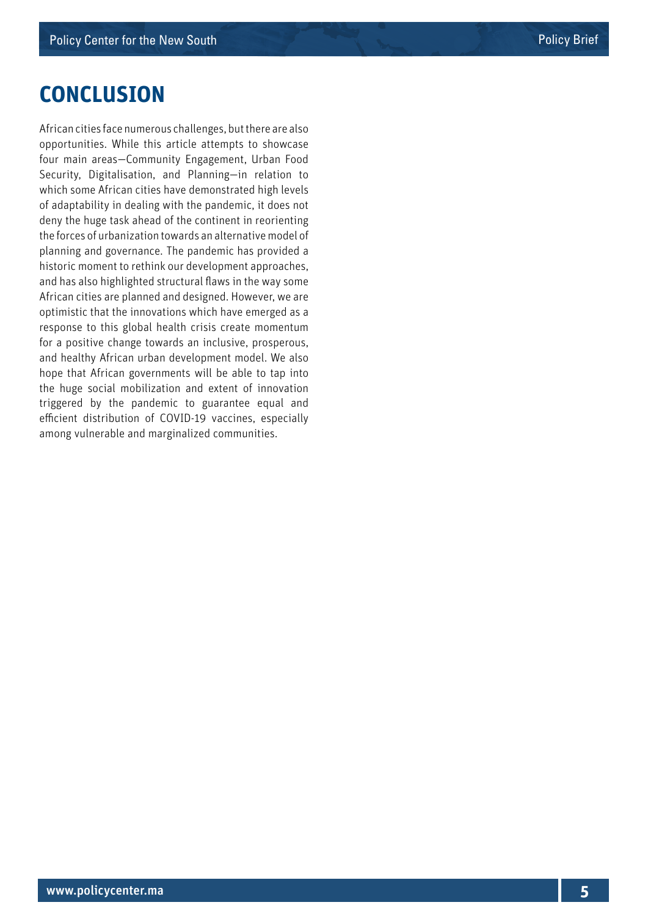## CONCLUSION

African cities face numerous challenges, but there are also opportunities. While this article attempts to showcase four main areas—Community Engagement, Urban Food Security, Digitalisation, and Planning—in relation to which some African cities have demonstrated high levels of adaptability in dealing with the pandemic, it does not deny the huge task ahead of the continent in reorienting the forces of urbanization towards an alternative model of planning and governance. The pandemic has provided a historic moment to rethink our development approaches, and has also highlighted structural flaws in the way some African cities are planned and designed. However, we are optimistic that the innovations which have emerged as a response to this global health crisis create momentum for a positive change towards an inclusive, prosperous, and healthy African urban development model. We also hope that African governments will be able to tap into the huge social mobilization and extent of innovation triggered by the pandemic to guarantee equal and efficient distribution of COVID-19 vaccines, especially among vulnerable and marginalized communities.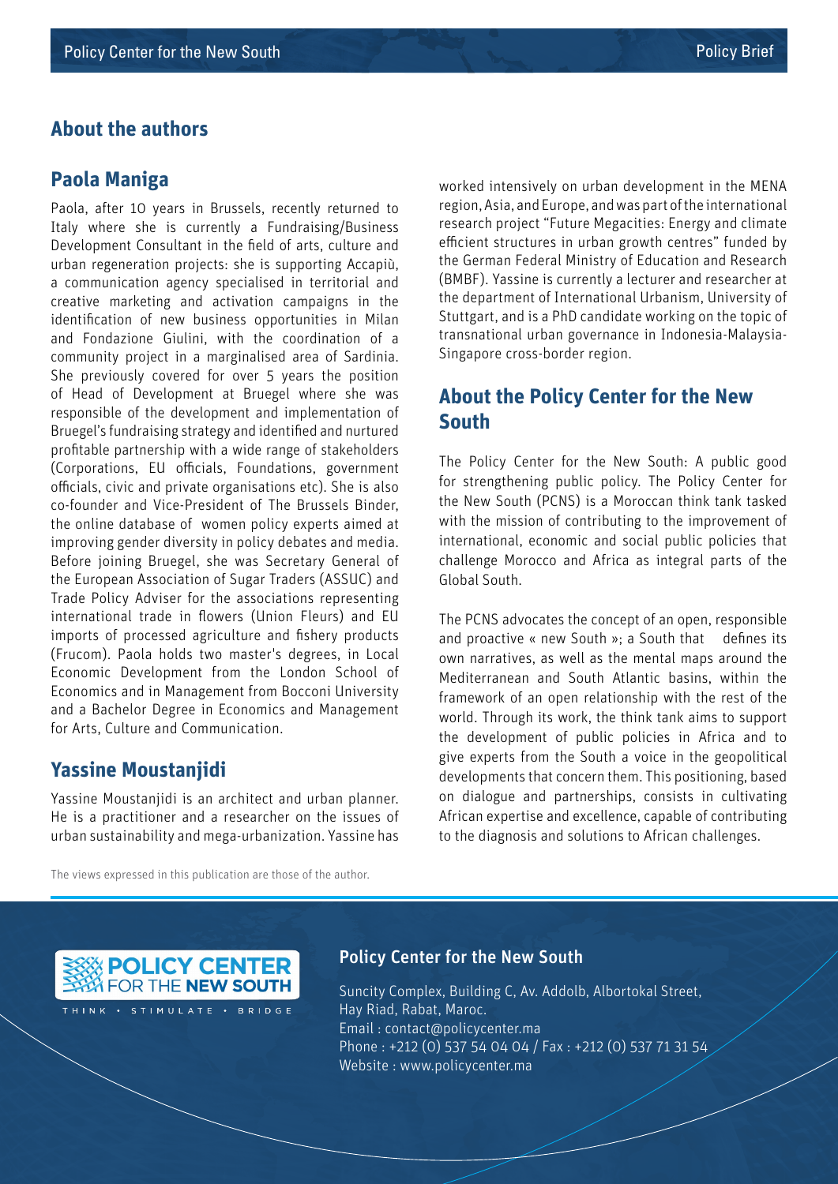## About the authors

### Paola Maniga

Paola, after 10 years in Brussels, recently returned to Italy where she is currently a Fundraising/Business Development Consultant in the field of arts, culture and urban regeneration projects: she is supporting Accapiù, a communication agency specialised in territorial and creative marketing and activation campaigns in the identification of new business opportunities in Milan and Fondazione Giulini, with the coordination of a community project in a marginalised area of Sardinia. She previously covered for over 5 years the position of Head of Development at Bruegel where she was responsible of the development and implementation of Bruegel's fundraising strategy and identified and nurtured profitable partnership with a wide range of stakeholders (Corporations, EU officials, Foundations, government officials, civic and private organisations etc). She is also co-founder and Vice-President of The Brussels Binder, the online database of women policy experts aimed at improving gender diversity in policy debates and media. Before joining Bruegel, she was Secretary General of the European Association of Sugar Traders (ASSUC) and Trade Policy Adviser for the associations representing international trade in flowers (Union Fleurs) and EU imports of processed agriculture and fishery products (Frucom). Paola holds two master's degrees, in Local Economic Development from the London School of Economics and in Management from Bocconi University and a Bachelor Degree in Economics and Management for Arts, Culture and Communication.

### Yassine Moustanjidi

Yassine Moustanjidi is an architect and urban planner. He is a practitioner and a researcher on the issues of urban sustainability and mega-urbanization. Yassine has worked intensively on urban development in the MENA region, Asia, and Europe, and was part of the international research project "Future Megacities: Energy and climate efficient structures in urban growth centres" funded by the German Federal Ministry of Education and Research (BMBF). Yassine is currently a lecturer and researcher at the department of International Urbanism, University of Stuttgart, and is a PhD candidate working on the topic of transnational urban governance in Indonesia-Malaysia-Singapore cross-border region.

## About the Policy Center for the New South

The Policy Center for the New South: A public good for strengthening public policy. The Policy Center for the New South (PCNS) is a Moroccan think tank tasked with the mission of contributing to the improvement of international, economic and social public policies that challenge Morocco and Africa as integral parts of the Global South.

The PCNS advocates the concept of an open, responsible and proactive « new South »; a South that defines its own narratives, as well as the mental maps around the Mediterranean and South Atlantic basins, within the framework of an open relationship with the rest of the world. Through its work, the think tank aims to support the development of public policies in Africa and to give experts from the South a voice in the geopolitical developments that concern them. This positioning, based on dialogue and partnerships, consists in cultivating African expertise and excellence, capable of contributing to the diagnosis and solutions to African challenges.

The views expressed in this publication are those of the author.

POLICY CENTER FOR THE NEW SOUTH

THINK • STIMULATE • BRIDGE

**Policy Center for the New South**

Suncity Complex, Building C, Av. Addolb, Albortokal Street,
Hay Riad, Rabat, Maroc.
Email : contact@policycenter.ma
Phone : +212 (0) 537 54 04 04 / Fax : +212 (0) 537 71 31 54
Website : www.policycenter.ma